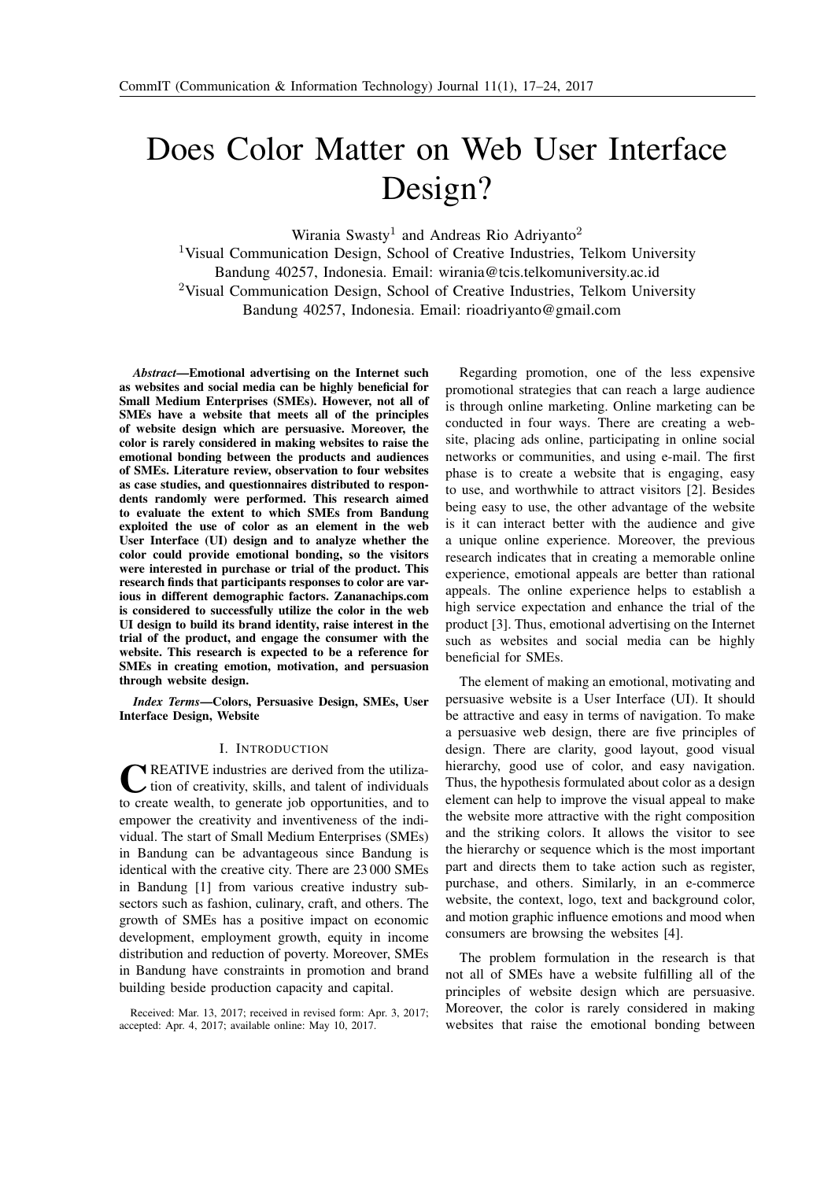# Does Color Matter on Web User Interface Design?

Wirania Swasty[1] and Andreas Rio Adriyanto[2]

[1]Visual Communication Design, School of Creative Industries, Telkom University Bandung 40257, Indonesia. Email: wirania@tcis.telkomuniversity.ac.id

[2]Visual Communication Design, School of Creative Industries, Telkom University Bandung 40257, Indonesia. Email: rioadriyanto@gmail.com

***Abstract*—Emotional advertising on the Internet such as websites and social media can be highly beneficial for Small Medium Enterprises (SMEs). However, not all of SMEs have a website that meets all of the principles of website design which are persuasive. Moreover, the color is rarely considered in making websites to raise the emotional bonding between the products and audiences of SMEs. Literature review, observation to four websites as case studies, and questionnaires distributed to respondents randomly were performed. This research aimed to evaluate the extent to which SMEs from Bandung exploited the use of color as an element in the web User Interface (UI) design and to analyze whether the color could provide emotional bonding, so the visitors were interested in purchase or trial of the product. This research finds that participants responses to color are various in different demographic factors. Zananachips.com is considered to successfully utilize the color in the web UI design to build its brand identity, raise interest in the trial of the product, and engage the consumer with the website. This research is expected to be a reference for SMEs in creating emotion, motivation, and persuasion through website design.**

***Index Terms*—Colors, Persuasive Design, SMEs, User Interface Design, Website**

## I. Introduction

CREATIVE industries are derived from the utilization of creativity, skills, and talent of individuals to create wealth, to generate job opportunities, and to empower the creativity and inventiveness of the individual. The start of Small Medium Enterprises (SMEs) in Bandung can be advantageous since Bandung is identical with the creative city. There are 23 000 SMEs in Bandung [1] from various creative industry subsectors such as fashion, culinary, craft, and others. The growth of SMEs has a positive impact on economic development, employment growth, equity in income distribution and reduction of poverty. Moreover, SMEs in Bandung have constraints in promotion and brand building beside production capacity and capital.

Received: Mar. 13, 2017; received in revised form: Apr. 3, 2017; accepted: Apr. 4, 2017; available online: May 10, 2017.

Regarding promotion, one of the less expensive promotional strategies that can reach a large audience is through online marketing. Online marketing can be conducted in four ways. There are creating a website, placing ads online, participating in online social networks or communities, and using e-mail. The first phase is to create a website that is engaging, easy to use, and worthwhile to attract visitors [2]. Besides being easy to use, the other advantage of the website is it can interact better with the audience and give a unique online experience. Moreover, the previous research indicates that in creating a memorable online experience, emotional appeals are better than rational appeals. The online experience helps to establish a high service expectation and enhance the trial of the product [3]. Thus, emotional advertising on the Internet such as websites and social media can be highly beneficial for SMEs.

The element of making an emotional, motivating and persuasive website is a User Interface (UI). It should be attractive and easy in terms of navigation. To make a persuasive web design, there are five principles of design. There are clarity, good layout, good visual hierarchy, good use of color, and easy navigation. Thus, the hypothesis formulated about color as a design element can help to improve the visual appeal to make the website more attractive with the right composition and the striking colors. It allows the visitor to see the hierarchy or sequence which is the most important part and directs them to take action such as register, purchase, and others. Similarly, in an e-commerce website, the context, logo, text and background color, and motion graphic influence emotions and mood when consumers are browsing the websites [4].

The problem formulation in the research is that not all of SMEs have a website fulfilling all of the principles of website design which are persuasive. Moreover, the color is rarely considered in making websites that raise the emotional bonding between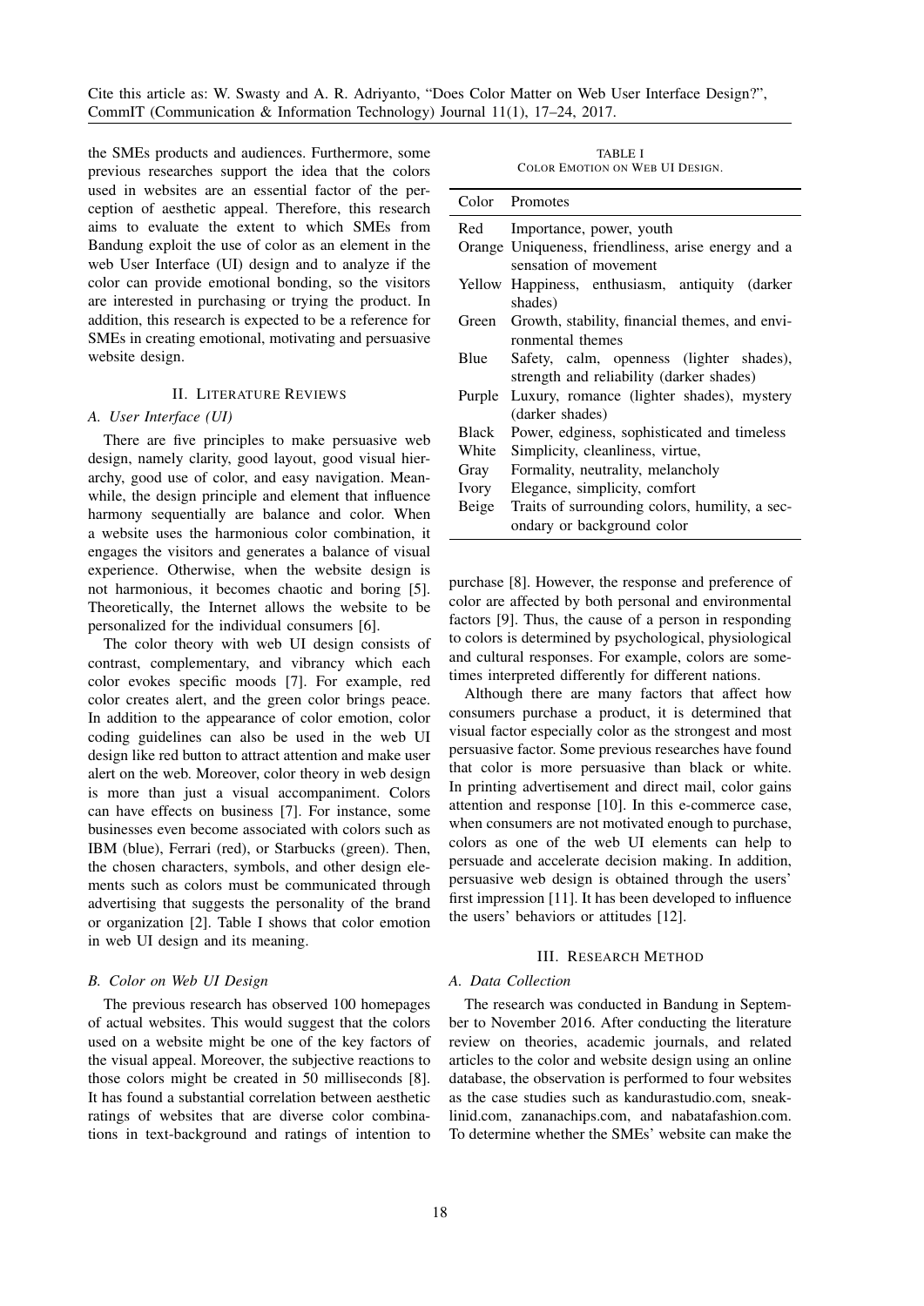the SMEs products and audiences. Furthermore, some previous researches support the idea that the colors used in websites are an essential factor of the perception of aesthetic appeal. Therefore, this research aims to evaluate the extent to which SMEs from Bandung exploit the use of color as an element in the web User Interface (UI) design and to analyze if the color can provide emotional bonding, so the visitors are interested in purchasing or trying the product. In addition, this research is expected to be a reference for SMEs in creating emotional, motivating and persuasive website design.

## II. Literature Reviews

### A. User Interface (UI)

There are five principles to make persuasive web design, namely clarity, good layout, good visual hierarchy, good use of color, and easy navigation. Meanwhile, the design principle and element that influence harmony sequentially are balance and color. When a website uses the harmonious color combination, it engages the visitors and generates a balance of visual experience. Otherwise, when the website design is not harmonious, it becomes chaotic and boring [5]. Theoretically, the Internet allows the website to be personalized for the individual consumers [6].

The color theory with web UI design consists of contrast, complementary, and vibrancy which each color evokes specific moods [7]. For example, red color creates alert, and the green color brings peace. In addition to the appearance of color emotion, color coding guidelines can also be used in the web UI design like red button to attract attention and make user alert on the web. Moreover, color theory in web design is more than just a visual accompaniment. Colors can have effects on business [7]. For instance, some businesses even become associated with colors such as IBM (blue), Ferrari (red), or Starbucks (green). Then, the chosen characters, symbols, and other design elements such as colors must be communicated through advertising that suggests the personality of the brand or organization [2]. Table I shows that color emotion in web UI design and its meaning.

TABLE I
Color Emotion on Web UI Design.

| Color | Promotes |
|---|---|
| Red | Importance, power, youth |
| Orange | Uniqueness, friendliness, arise energy and a sensation of movement |
| Yellow | Happiness, enthusiasm, antiquity (darker shades) |
| Green | Growth, stability, financial themes, and environmental themes |
| Blue | Safety, calm, openness (lighter shades), strength and reliability (darker shades) |
| Purple | Luxury, romance (lighter shades), mystery (darker shades) |
| Black | Power, edginess, sophisticated and timeless |
| White | Simplicity, cleanliness, virtue, |
| Gray | Formality, neutrality, melancholy |
| Ivory | Elegance, simplicity, comfort |
| Beige | Traits of surrounding colors, humility, a secondary or background color |

### B. Color on Web UI Design

The previous research has observed 100 homepages of actual websites. This would suggest that the colors used on a website might be one of the key factors of the visual appeal. Moreover, the subjective reactions to those colors might be created in 50 milliseconds [8]. It has found a substantial correlation between aesthetic ratings of websites that are diverse color combinations in text-background and ratings of intention to purchase [8]. However, the response and preference of color are affected by both personal and environmental factors [9]. Thus, the cause of a person in responding to colors is determined by psychological, physiological and cultural responses. For example, colors are sometimes interpreted differently for different nations.

Although there are many factors that affect how consumers purchase a product, it is determined that visual factor especially color as the strongest and most persuasive factor. Some previous researches have found that color is more persuasive than black or white. In printing advertisement and direct mail, color gains attention and response [10]. In this e-commerce case, when consumers are not motivated enough to purchase, colors as one of the web UI elements can help to persuade and accelerate decision making. In addition, persuasive web design is obtained through the users' first impression [11]. It has been developed to influence the users' behaviors or attitudes [12].

## III. Research Method

### A. Data Collection

The research was conducted in Bandung in September to November 2016. After conducting the literature review on theories, academic journals, and related articles to the color and website design using an online database, the observation is performed to four websites as the case studies such as kandurastudio.com, sneaklinid.com, zananachips.com, and nabatafashion.com. To determine whether the SMEs' website can make the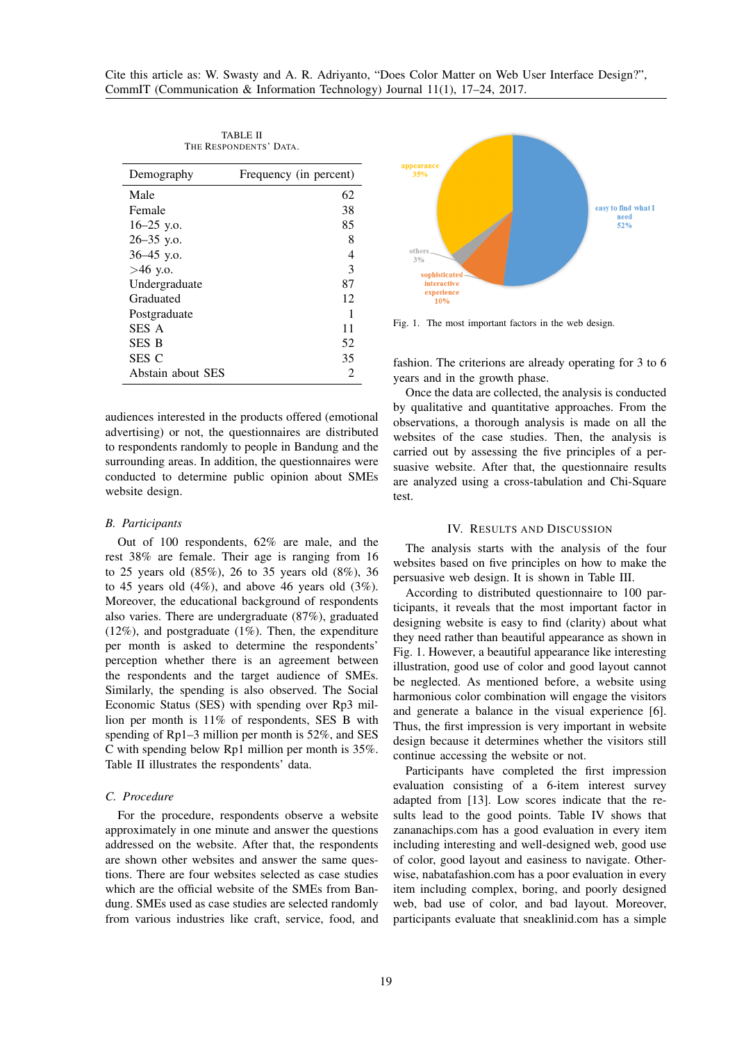TABLE II
THE RESPONDENTS' DATA.

| Demography | Frequency (in percent) |
|---|---|
| Male | 62 |
| Female | 38 |
| 16–25 y.o. | 85 |
| 26–35 y.o. | 8 |
| 36–45 y.o. | 4 |
| >46 y.o. | 3 |
| Undergraduate | 87 |
| Graduated | 12 |
| Postgraduate | 1 |
| SES A | 11 |
| SES B | 52 |
| SES C | 35 |
| Abstain about SES | 2 |

audiences interested in the products offered (emotional advertising) or not, the questionnaires are distributed to respondents randomly to people in Bandung and the surrounding areas. In addition, the questionnaires were conducted to determine public opinion about SMEs website design.

### B. Participants

Out of 100 respondents, 62% are male, and the rest 38% are female. Their age is ranging from 16 to 25 years old (85%), 26 to 35 years old (8%), 36 to 45 years old (4%), and above 46 years old (3%). Moreover, the educational background of respondents also varies. There are undergraduate (87%), graduated (12%), and postgraduate (1%). Then, the expenditure per month is asked to determine the respondents' perception whether there is an agreement between the respondents and the target audience of SMEs. Similarly, the spending is also observed. The Social Economic Status (SES) with spending over Rp3 million per month is 11% of respondents, SES B with spending of Rp1–3 million per month is 52%, and SES C with spending below Rp1 million per month is 35%. Table II illustrates the respondents' data.

### C. Procedure

For the procedure, respondents observe a website approximately in one minute and answer the questions addressed on the website. After that, the respondents are shown other websites and answer the same questions. There are four websites selected as case studies which are the official website of the SMEs from Bandung. SMEs used as case studies are selected randomly from various industries like craft, service, food, and fashion. The criterions are already operating for 3 to 6 years and in the growth phase.

Once the data are collected, the analysis is conducted by qualitative and quantitative approaches. From the observations, a thorough analysis is made on all the websites of the case studies. Then, the analysis is carried out by assessing the five principles of a persuasive website. After that, the questionnaire results are analyzed using a cross-tabulation and Chi-Square test.

Fig. 1. The most important factors in the web design.

## IV. RESULTS AND DISCUSSION

The analysis starts with the analysis of the four websites based on five principles on how to make the persuasive web design. It is shown in Table III.

According to distributed questionnaire to 100 participants, it reveals that the most important factor in designing website is easy to find (clarity) about what they need rather than beautiful appearance as shown in Fig. 1. However, a beautiful appearance like interesting illustration, good use of color and good layout cannot be neglected. As mentioned before, a website using harmonious color combination will engage the visitors and generate a balance in the visual experience [6]. Thus, the first impression is very important in website design because it determines whether the visitors still continue accessing the website or not.

Participants have completed the first impression evaluation consisting of a 6-item interest survey adapted from [13]. Low scores indicate that the results lead to the good points. Table IV shows that zananachips.com has a good evaluation in every item including interesting and well-designed web, good use of color, good layout and easiness to navigate. Otherwise, nabatafashion.com has a poor evaluation in every item including complex, boring, and poorly designed web, bad use of color, and bad layout. Moreover, participants evaluate that sneaklinid.com has a simple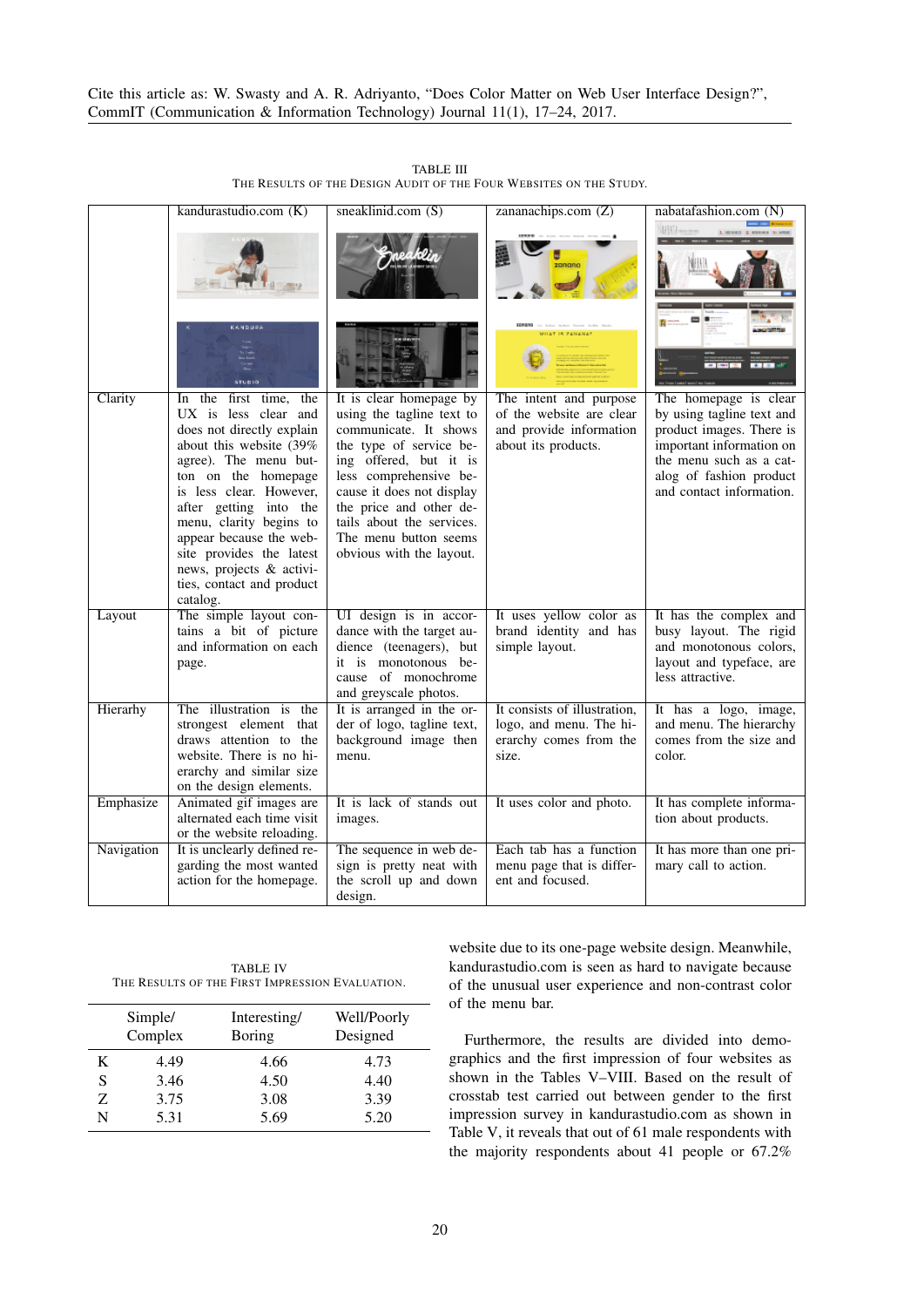Cite this article as: W. Swasty and A. R. Adriyanto, "Does Color Matter on Web User Interface Design?", CommIT (Communication & Information Technology) Journal 11(1), 17–24, 2017.

TABLE III
THE RESULTS OF THE DESIGN AUDIT OF THE FOUR WEBSITES ON THE STUDY.

| | kandurastudio.com (K) | sneaklinid.com (S) | zananachips.com (Z) | nabatafashion.com (N) |
|---|---|---|---|---|
| Clarity | In the first time, the UX is less clear and does not directly explain about this website (39% agree). The menu button on the homepage is less clear. However, after getting into the menu, clarity begins to appear because the website provides the latest news, projects & activities, contact and product catalog. | It is clear homepage by using the tagline text to communicate. It shows the type of service being offered, but it is less comprehensive because it does not display the price and other details about the services. The menu button seems obvious with the layout. | The intent and purpose of the website are clear and provide information about its products. | The homepage is clear by using tagline text and product images. There is important information on the menu such as a catalog of fashion product and contact information. |
| Layout | The simple layout contains a bit of picture and information on each page. | UI design is in accordance with the target audience (teenagers), but it is monotonous because of monochrome and greyscale photos. | It uses yellow color as brand identity and has simple layout. | It has the complex and busy layout. The rigid and monotonous colors, layout and typeface, are less attractive. |
| Hierarhy | The illustration is the strongest element that draws attention to the website. There is no hierarchy and similar size on the design elements. | It is arranged in the order of logo, tagline text, background image then menu. | It consists of illustration, logo, and menu. The hierarchy comes from the size. | It has a logo, image, and menu. The hierarchy comes from the size and color. |
| Emphasize | Animated gif images are alternated each time visit or the website reloading. | It is lack of stands out images. | It uses color and photo. | It has complete information about products. |
| Navigation | It is unclearly defined regarding the most wanted action for the homepage. | The sequence in web design is pretty neat with the scroll up and down design. | Each tab has a function menu page that is different and focused. | It has more than one primary call to action. |

TABLE IV
THE RESULTS OF THE FIRST IMPRESSION EVALUATION.

| | Simple/ Complex | Interesting/ Boring | Well/Poorly Designed |
|---|---|---|---|
| K | 4.49 | 4.66 | 4.73 |
| S | 3.46 | 4.50 | 4.40 |
| Z | 3.75 | 3.08 | 3.39 |
| N | 5.31 | 5.69 | 5.20 |

website due to its one-page website design. Meanwhile, kandurastudio.com is seen as hard to navigate because of the unusual user experience and non-contrast color of the menu bar.

Furthermore, the results are divided into demographics and the first impression of four websites as shown in the Tables V–VIII. Based on the result of crosstab test carried out between gender to the first impression survey in kandurastudio.com as shown in Table V, it reveals that out of 61 male respondents with the majority respondents about 41 people or 67.2%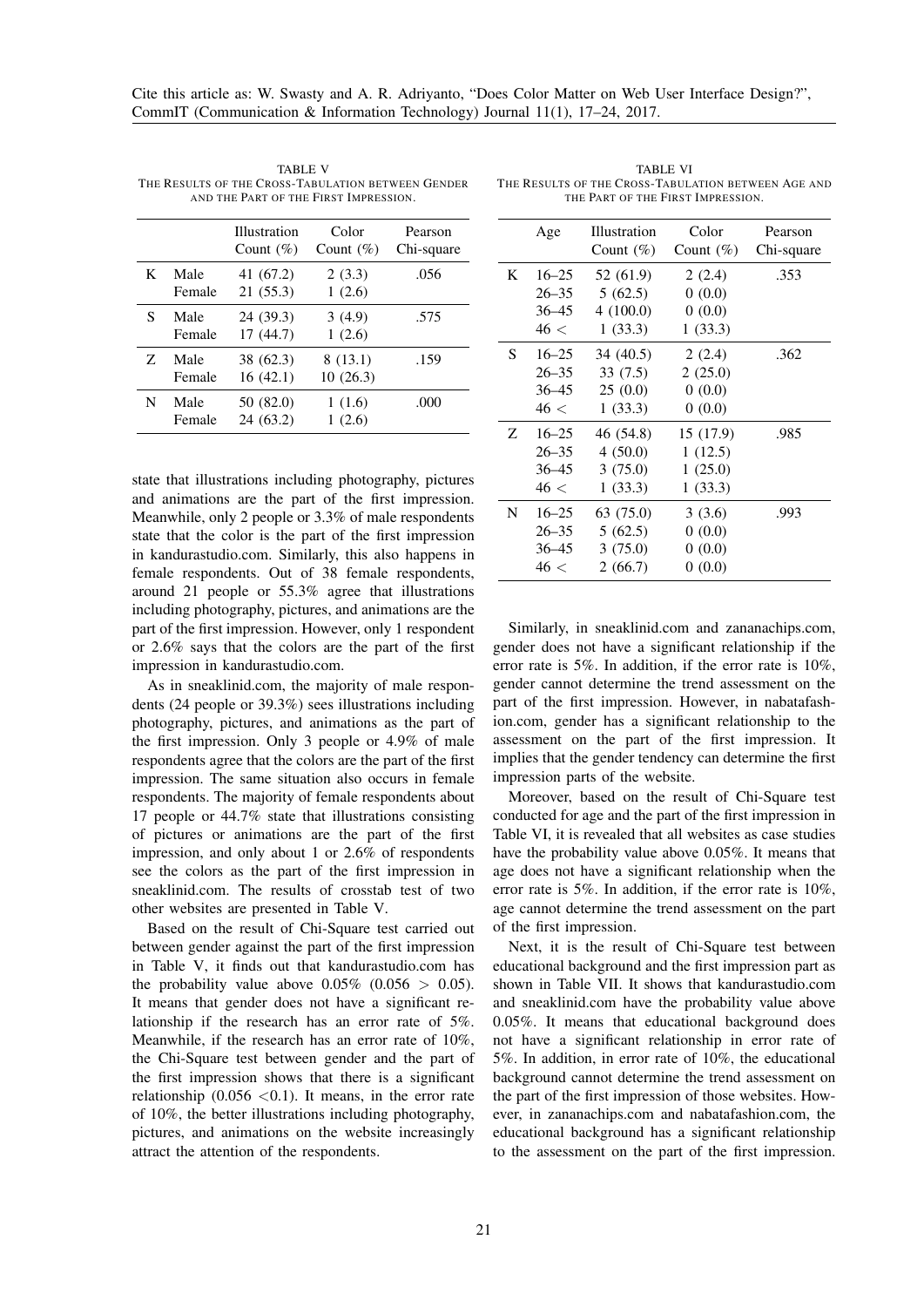TABLE V
THE RESULTS OF THE CROSS-TABULATION BETWEEN GENDER AND THE PART OF THE FIRST IMPRESSION.

| | | Illustration Count (%) | Color Count (%) | Pearson Chi-square |
|---|---|---|---|---|
| K | Male | 41 (67.2) | 2 (3.3) | .056 |
| | Female | 21 (55.3) | 1 (2.6) | |
| S | Male | 24 (39.3) | 3 (4.9) | .575 |
| | Female | 17 (44.7) | 1 (2.6) | |
| Z | Male | 38 (62.3) | 8 (13.1) | .159 |
| | Female | 16 (42.1) | 10 (26.3) | |
| N | Male | 50 (82.0) | 1 (1.6) | .000 |
| | Female | 24 (63.2) | 1 (2.6) | |

state that illustrations including photography, pictures and animations are the part of the first impression. Meanwhile, only 2 people or 3.3% of male respondents state that the color is the part of the first impression in kandurastudio.com. Similarly, this also happens in female respondents. Out of 38 female respondents, around 21 people or 55.3% agree that illustrations including photography, pictures, and animations are the part of the first impression. However, only 1 respondent or 2.6% says that the colors are the part of the first impression in kandurastudio.com.

As in sneaklinid.com, the majority of male respondents (24 people or 39.3%) sees illustrations including photography, pictures, and animations as the part of the first impression. Only 3 people or 4.9% of male respondents agree that the colors are the part of the first impression. The same situation also occurs in female respondents. The majority of female respondents about 17 people or 44.7% state that illustrations consisting of pictures or animations are the part of the first impression, and only about 1 or 2.6% of respondents see the colors as the part of the first impression in sneaklinid.com. The results of crosstab test of two other websites are presented in Table V.

Based on the result of Chi-Square test carried out between gender against the part of the first impression in Table V, it finds out that kandurastudio.com has the probability value above 0.05% ($0.056 > 0.05$). It means that gender does not have a significant relationship if the research has an error rate of 5%. Meanwhile, if the research has an error rate of 10%, the Chi-Square test between gender and the part of the first impression shows that there is a significant relationship ($0.056 < 0.1$). It means, in the error rate of 10%, the better illustrations including photography, pictures, and animations on the website increasingly attract the attention of the respondents.

TABLE VI
THE RESULTS OF THE CROSS-TABULATION BETWEEN AGE AND THE PART OF THE FIRST IMPRESSION.

| | Age | Illustration Count (%) | Color Count (%) | Pearson Chi-square |
|---|---|---|---|---|
| K | 16–25 | 52 (61.9) | 2 (2.4) | .353 |
| | 26–35 | 5 (62.5) | 0 (0.0) | |
| | 36–45 | 4 (100.0) | 0 (0.0) | |
| | 46 < | 1 (33.3) | 1 (33.3) | |
| S | 16–25 | 34 (40.5) | 2 (2.4) | .362 |
| | 26–35 | 33 (7.5) | 2 (25.0) | |
| | 36–45 | 25 (0.0) | 0 (0.0) | |
| | 46 < | 1 (33.3) | 0 (0.0) | |
| Z | 16–25 | 46 (54.8) | 15 (17.9) | .985 |
| | 26–35 | 4 (50.0) | 1 (12.5) | |
| | 36–45 | 3 (75.0) | 1 (25.0) | |
| | 46 < | 1 (33.3) | 1 (33.3) | |
| N | 16–25 | 63 (75.0) | 3 (3.6) | .993 |
| | 26–35 | 5 (62.5) | 0 (0.0) | |
| | 36–45 | 3 (75.0) | 0 (0.0) | |
| | 46 < | 2 (66.7) | 0 (0.0) | |

Similarly, in sneaklinid.com and zananachips.com, gender does not have a significant relationship if the error rate is 5%. In addition, if the error rate is 10%, gender cannot determine the trend assessment on the part of the first impression. However, in nabatafashion.com, gender has a significant relationship to the assessment on the part of the first impression. It implies that the gender tendency can determine the first impression parts of the website.

Moreover, based on the result of Chi-Square test conducted for age and the part of the first impression in Table VI, it is revealed that all websites as case studies have the probability value above 0.05%. It means that age does not have a significant relationship when the error rate is 5%. In addition, if the error rate is 10%, age cannot determine the trend assessment on the part of the first impression.

Next, it is the result of Chi-Square test between educational background and the first impression part as shown in Table VII. It shows that kandurastudio.com and sneaklinid.com have the probability value above 0.05%. It means that educational background does not have a significant relationship in error rate of 5%. In addition, in error rate of 10%, the educational background cannot determine the trend assessment on the part of the first impression of those websites. However, in zananachips.com and nabatafashion.com, the educational background has a significant relationship to the assessment on the part of the first impression.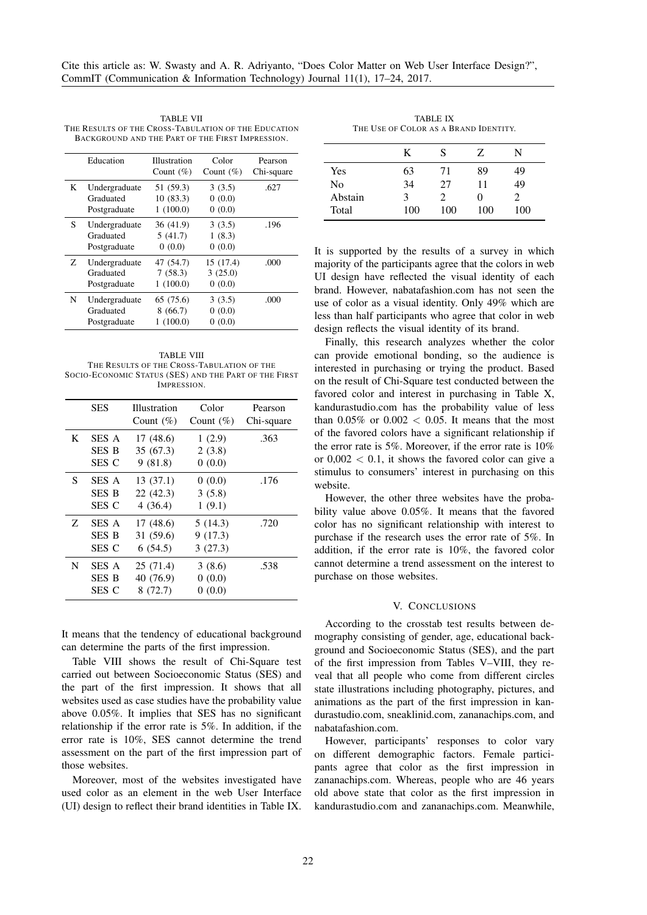TABLE VII
THE RESULTS OF THE CROSS-TABULATION OF THE EDUCATION BACKGROUND AND THE PART OF THE FIRST IMPRESSION.

| | Education | Illustration Count (%) | Color Count (%) | Pearson Chi-square |
|---|---|---|---|---|
| K | Undergraduate | 51 (59.3) | 3 (3.5) | .627 |
| | Graduated | 10 (83.3) | 0 (0.0) | |
| | Postgraduate | 1 (100.0) | 0 (0.0) | |
| S | Undergraduate | 36 (41.9) | 3 (3.5) | .196 |
| | Graduated | 5 (41.7) | 1 (8.3) | |
| | Postgraduate | 0 (0.0) | 0 (0.0) | |
| Z | Undergraduate | 47 (54.7) | 15 (17.4) | .000 |
| | Graduated | 7 (58.3) | 3 (25.0) | |
| | Postgraduate | 1 (100.0) | 0 (0.0) | |
| N | Undergraduate | 65 (75.6) | 3 (3.5) | .000 |
| | Graduated | 8 (66.7) | 0 (0.0) | |
| | Postgraduate | 1 (100.0) | 0 (0.0) | |

TABLE VIII
THE RESULTS OF THE CROSS-TABULATION OF THE SOCIO-ECONOMIC STATUS (SES) AND THE PART OF FIRST IMPRESSION.

| | SES | Illustration Count (%) | Color Count (%) | Pearson Chi-square |
|---|---|---|---|---|
| K | SES A | 17 (48.6) | 1 (2.9) | .363 |
| | SES B | 35 (67.3) | 2 (3.8) | |
| | SES C | 9 (81.8) | 0 (0.0) | |
| S | SES A | 13 (37.1) | 0 (0.0) | .176 |
| | SES B | 22 (42.3) | 3 (5.8) | |
| | SES C | 4 (36.4) | 1 (9.1) | |
| Z | SES A | 17 (48.6) | 5 (14.3) | .720 |
| | SES B | 31 (59.6) | 9 (17.3) | |
| | SES C | 6 (54.5) | 3 (27.3) | |
| N | SES A | 25 (71.4) | 3 (8.6) | .538 |
| | SES B | 40 (76.9) | 0 (0.0) | |
| | SES C | 8 (72.7) | 0 (0.0) | |

It means that the tendency of educational background can determine the parts of the first impression.

Table VIII shows the result of Chi-Square test carried out between Socioeconomic Status (SES) and the part of the first impression. It shows that all websites used as case studies have the probability value above 0.05%. It implies that SES has no significant relationship if the error rate is 5%. In addition, if the error rate is 10%, SES cannot determine the trend assessment on the part of the first impression part of those websites.

Moreover, most of the websites investigated have used color as an element in the web User Interface (UI) design to reflect their brand identities in Table IX.

TABLE IX
THE USE OF COLOR AS A BRAND IDENTITY.

| | K | S | Z | N |
|---|---|---|---|---|
| Yes | 63 | 71 | 89 | 49 |
| No | 34 | 27 | 11 | 49 |
| Abstain | 3 | 2 | 0 | 2 |
| Total | 100 | 100 | 100 | 100 |

It is supported by the results of a survey in which majority of the participants agree that the colors in web UI design have reflected the visual identity of each brand. However, nabatafashion.com has not seen the use of color as a visual identity. Only 49% which are less than half participants who agree that color in web design reflects the visual identity of its brand.

Finally, this research analyzes whether the color can provide emotional bonding, so the audience is interested in purchasing or trying the product. Based on the result of Chi-Square test conducted between the favored color and interest in purchasing in Table X, kandurastudio.com has the probability value of less than 0.05% or $0.002 < 0.05$. It means that the most of the favored colors have a significant relationship if the error rate is 5%. Moreover, if the error rate is 10% or $0{,}002 < 0.1$, it shows the favored color can give a stimulus to consumers' interest in purchasing on this website.

However, the other three websites have the probability value above 0.05%. It means that the favored color has no significant relationship with interest to purchase if the research uses the error rate of 5%. In addition, if the error rate is 10%, the favored color cannot determine a trend assessment on the interest to purchase on those websites.

## V. CONCLUSIONS

According to the crosstab test results between demography consisting of gender, age, educational background and Socioeconomic Status (SES), and the part of the first impression from Tables V–VIII, they reveal that all people who come from different circles state illustrations including photography, pictures, and animations as the part of the first impression in kandurastudio.com, sneaklinid.com, zananachips.com, and nabatafashion.com.

However, participants' responses to color vary on different demographic factors. Female participants agree that color as the first impression in zananachips.com. Whereas, people who are 46 years old above state that color as the first impression in kandurastudio.com and zananachips.com. Meanwhile,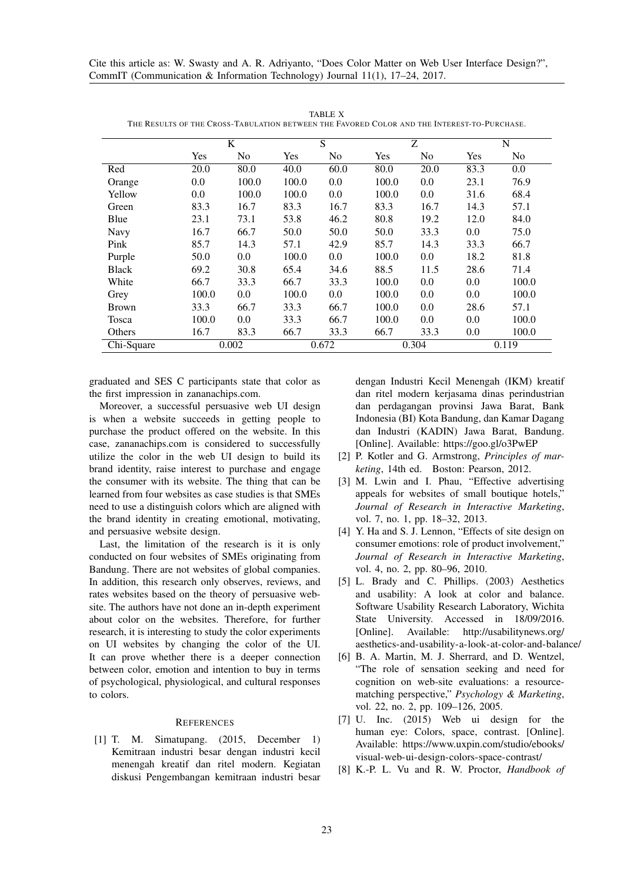TABLE X
THE RESULTS OF THE CROSS-TABULATION BETWEEN THE FAVORED COLOR AND THE INTEREST-TO-PURCHASE.

| | K | | S | | Z | | N | |
|---|---|---|---|---|---|---|---|---|
| | Yes | No | Yes | No | Yes | No | Yes | No |
| Red | 20.0 | 80.0 | 40.0 | 60.0 | 80.0 | 20.0 | 83.3 | 0.0 |
| Orange | 0.0 | 100.0 | 100.0 | 0.0 | 100.0 | 0.0 | 23.1 | 76.9 |
| Yellow | 0.0 | 100.0 | 100.0 | 0.0 | 100.0 | 0.0 | 31.6 | 68.4 |
| Green | 83.3 | 16.7 | 83.3 | 16.7 | 83.3 | 16.7 | 14.3 | 57.1 |
| Blue | 23.1 | 73.1 | 53.8 | 46.2 | 80.8 | 19.2 | 12.0 | 84.0 |
| Navy | 16.7 | 66.7 | 50.0 | 50.0 | 50.0 | 33.3 | 0.0 | 75.0 |
| Pink | 85.7 | 14.3 | 57.1 | 42.9 | 85.7 | 14.3 | 33.3 | 66.7 |
| Purple | 50.0 | 0.0 | 100.0 | 0.0 | 100.0 | 0.0 | 18.2 | 81.8 |
| Black | 69.2 | 30.8 | 65.4 | 34.6 | 88.5 | 11.5 | 28.6 | 71.4 |
| White | 66.7 | 33.3 | 66.7 | 33.3 | 100.0 | 0.0 | 0.0 | 100.0 |
| Grey | 100.0 | 0.0 | 100.0 | 0.0 | 100.0 | 0.0 | 0.0 | 100.0 |
| Brown | 33.3 | 66.7 | 33.3 | 66.7 | 100.0 | 0.0 | 28.6 | 57.1 |
| Tosca | 100.0 | 0.0 | 33.3 | 66.7 | 100.0 | 0.0 | 0.0 | 100.0 |
| Others | 16.7 | 83.3 | 66.7 | 33.3 | 66.7 | 33.3 | 0.0 | 100.0 |
| Chi-Square | 0.002 | | 0.672 | | 0.304 | | 0.119 | |

graduated and SES C participants state that color as the first impression in zananachips.com.

Moreover, a successful persuasive web UI design is when a website succeeds in getting people to purchase the product offered on the website. In this case, zananachips.com is considered to successfully utilize the color in the web UI design to build its brand identity, raise interest to purchase and engage the consumer with its website. The thing that can be learned from four websites as case studies is that SMEs need to use a distinguish colors which are aligned with the brand identity in creating emotional, motivating, and persuasive website design.

Last, the limitation of the research is it is only conducted on four websites of SMEs originating from Bandung. There are not websites of global companies. In addition, this research only observes, reviews, and rates websites based on the theory of persuasive website. The authors have not done an in-depth experiment about color on the websites. Therefore, for further research, it is interesting to study the color experiments on UI websites by changing the color of the UI. It can prove whether there is a deeper connection between color, emotion and intention to buy in terms of psychological, physiological, and cultural responses to colors.

## REFERENCES

[1] T. M. Simatupang. (2015, December 1) Kemitraan industri besar dengan industri kecil menengah kreatif dan ritel modern. Kegiatan diskusi Pengembangan kemitraan industri besar dengan Industri Kecil Menengah (IKM) kreatif dan ritel modern kerjasama dinas perindustrian dan perdagangan provinsi Jawa Barat, Bank Indonesia (BI) Kota Bandung, dan Kamar Dagang dan Industri (KADIN) Jawa Barat, Bandung. [Online]. Available: https://goo.gl/o3PwEP

[2] P. Kotler and G. Armstrong, *Principles of marketing*, 14th ed. Boston: Pearson, 2012.

[3] M. Lwin and I. Phau, "Effective advertising appeals for websites of small boutique hotels," *Journal of Research in Interactive Marketing*, vol. 7, no. 1, pp. 18–32, 2013.

[4] Y. Ha and S. J. Lennon, "Effects of site design on consumer emotions: role of product involvement," *Journal of Research in Interactive Marketing*, vol. 4, no. 2, pp. 80–96, 2010.

[5] L. Brady and C. Phillips. (2003) Aesthetics and usability: A look at color and balance. Software Usability Research Laboratory, Wichita State University. Accessed in 18/09/2016. [Online]. Available: http://usabilitynews.org/aesthetics-and-usability-a-look-at-color-and-balance/

[6] B. A. Martin, M. J. Sherrard, and D. Wentzel, "The role of sensation seeking and need for cognition on web-site evaluations: a resource-matching perspective," *Psychology & Marketing*, vol. 22, no. 2, pp. 109–126, 2005.

[7] U. Inc. (2015) Web ui design for the human eye: Colors, space, contrast. [Online]. Available: https://www.uxpin.com/studio/ebooks/visual-web-ui-design-colors-space-contrast/

[8] K.-P. L. Vu and R. W. Proctor, *Handbook of*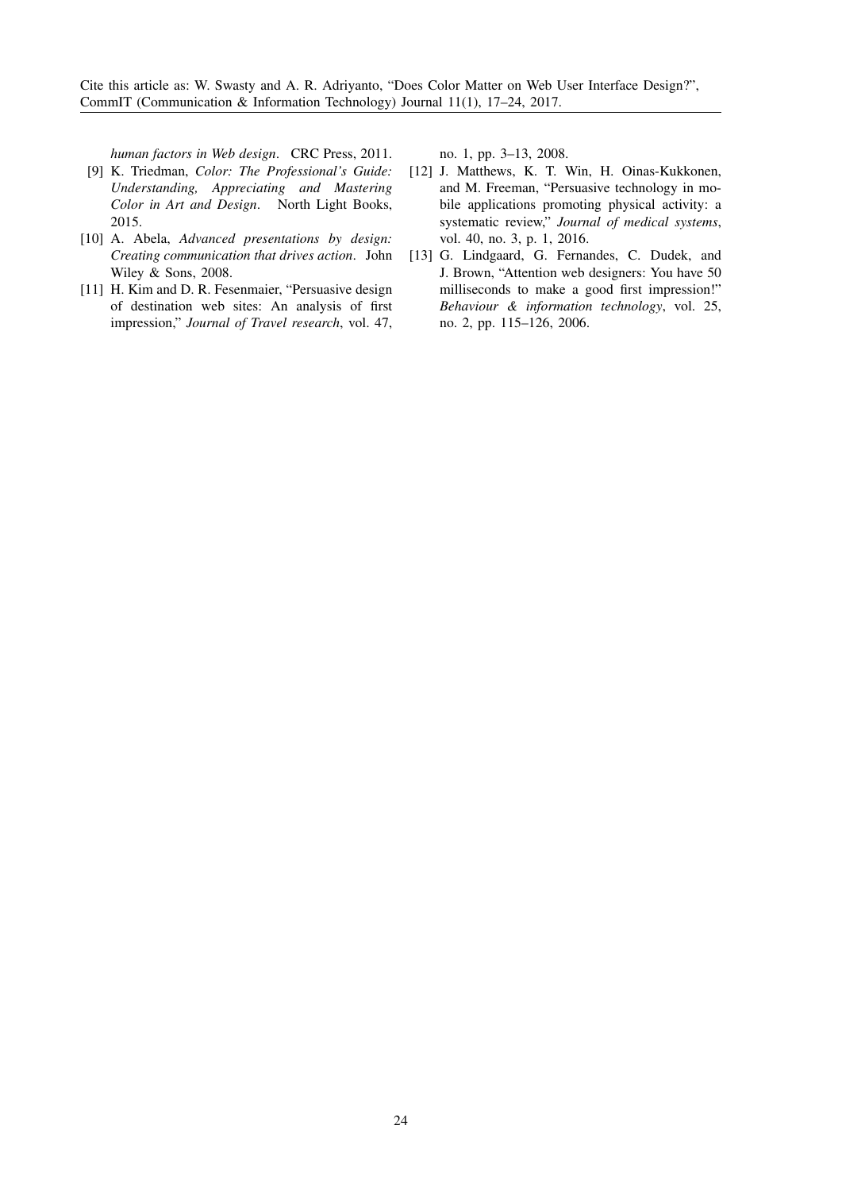*human factors in Web design*. CRC Press, 2011.

[9] K. Triedman, *Color: The Professional's Guide: Understanding, Appreciating and Mastering Color in Art and Design*. North Light Books, 2015.

[10] A. Abela, *Advanced presentations by design: Creating communication that drives action*. John Wiley & Sons, 2008.

[11] H. Kim and D. R. Fesenmaier, "Persuasive design of destination web sites: An analysis of first impression," *Journal of Travel research*, vol. 47, no. 1, pp. 3–13, 2008.

[12] J. Matthews, K. T. Win, H. Oinas-Kukkonen, and M. Freeman, "Persuasive technology in mobile applications promoting physical activity: a systematic review," *Journal of medical systems*, vol. 40, no. 3, p. 1, 2016.

[13] G. Lindgaard, G. Fernandes, C. Dudek, and J. Brown, "Attention web designers: You have 50 milliseconds to make a good first impression!" *Behaviour & information technology*, vol. 25, no. 2, pp. 115–126, 2006.